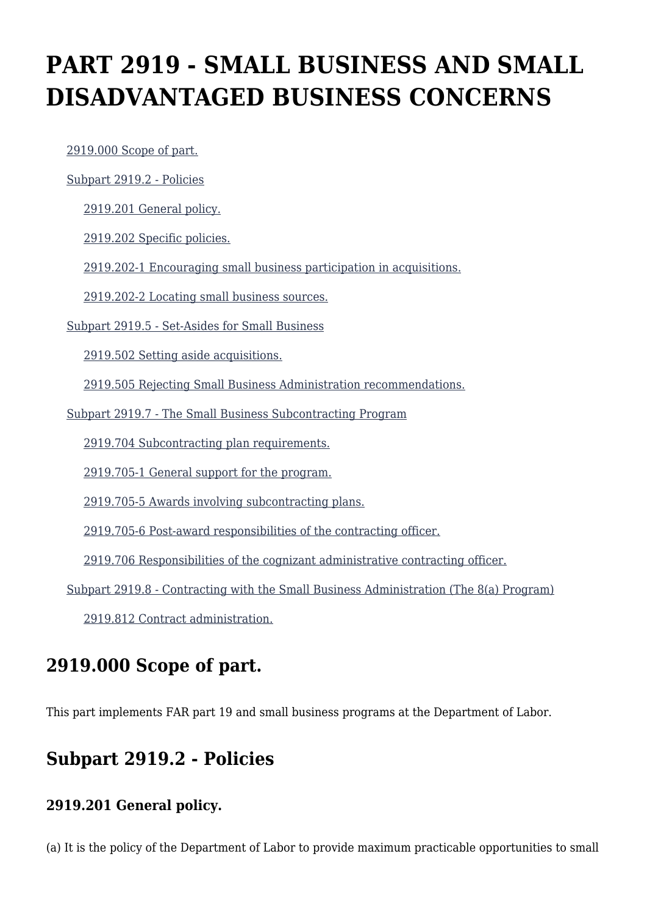# PART 2919 - SMALL BUSINESS AND SMALL DISADVANTAGED BUSINESS CONCERNS

- 2919.000 Scope of part.
- Subpart 2919.2 - Policies
  - 2919.201 General policy.
  - 2919.202 Specific policies.
  - 2919.202-1 Encouraging small business participation in acquisitions.
  - 2919.202-2 Locating small business sources.
- Subpart 2919.5 - Set-Asides for Small Business
  - 2919.502 Setting aside acquisitions.
  - 2919.505 Rejecting Small Business Administration recommendations.
- Subpart 2919.7 - The Small Business Subcontracting Program
  - 2919.704 Subcontracting plan requirements.
  - 2919.705-1 General support for the program.
  - 2919.705-5 Awards involving subcontracting plans.
  - 2919.705-6 Post-award responsibilities of the contracting officer.
  - 2919.706 Responsibilities of the cognizant administrative contracting officer.
- Subpart 2919.8 - Contracting with the Small Business Administration (The 8(a) Program)
  - 2919.812 Contract administration.

## 2919.000 Scope of part.

This part implements FAR part 19 and small business programs at the Department of Labor.

## Subpart 2919.2 - Policies

### 2919.201 General policy.

(a) It is the policy of the Department of Labor to provide maximum practicable opportunities to small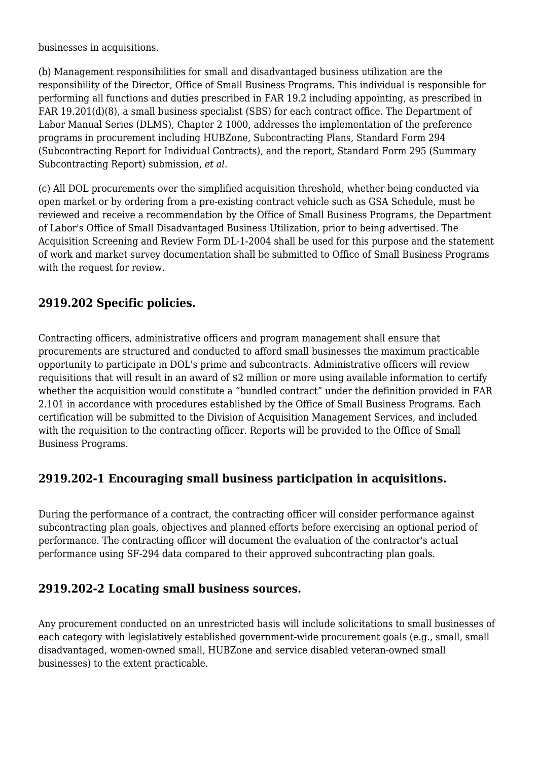businesses in acquisitions.

(b) Management responsibilities for small and disadvantaged business utilization are the responsibility of the Director, Office of Small Business Programs. This individual is responsible for performing all functions and duties prescribed in FAR 19.2 including appointing, as prescribed in FAR 19.201(d)(8), a small business specialist (SBS) for each contract office. The Department of Labor Manual Series (DLMS), Chapter 2 1000, addresses the implementation of the preference programs in procurement including HUBZone, Subcontracting Plans, Standard Form 294 (Subcontracting Report for Individual Contracts), and the report, Standard Form 295 (Summary Subcontracting Report) submission, *et al.*

(c) All DOL procurements over the simplified acquisition threshold, whether being conducted via open market or by ordering from a pre-existing contract vehicle such as GSA Schedule, must be reviewed and receive a recommendation by the Office of Small Business Programs, the Department of Labor's Office of Small Disadvantaged Business Utilization, prior to being advertised. The Acquisition Screening and Review Form DL-1-2004 shall be used for this purpose and the statement of work and market survey documentation shall be submitted to Office of Small Business Programs with the request for review.

## 2919.202 Specific policies.

Contracting officers, administrative officers and program management shall ensure that procurements are structured and conducted to afford small businesses the maximum practicable opportunity to participate in DOL's prime and subcontracts. Administrative officers will review requisitions that will result in an award of $2 million or more using available information to certify whether the acquisition would constitute a “bundled contract” under the definition provided in FAR 2.101 in accordance with procedures established by the Office of Small Business Programs. Each certification will be submitted to the Division of Acquisition Management Services, and included with the requisition to the contracting officer. Reports will be provided to the Office of Small Business Programs.

## 2919.202-1 Encouraging small business participation in acquisitions.

During the performance of a contract, the contracting officer will consider performance against subcontracting plan goals, objectives and planned efforts before exercising an optional period of performance. The contracting officer will document the evaluation of the contractor's actual performance using SF-294 data compared to their approved subcontracting plan goals.

## 2919.202-2 Locating small business sources.

Any procurement conducted on an unrestricted basis will include solicitations to small businesses of each category with legislatively established government-wide procurement goals (e.g., small, small disadvantaged, women-owned small, HUBZone and service disabled veteran-owned small businesses) to the extent practicable.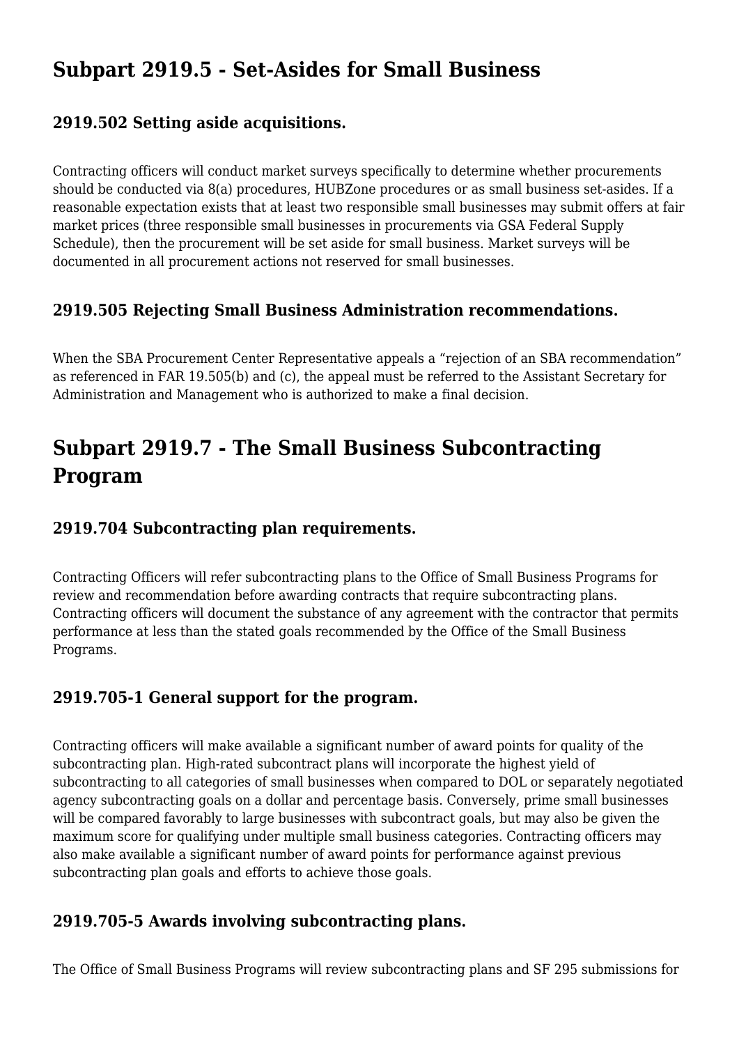## Subpart 2919.5 - Set-Asides for Small Business

### 2919.502 Setting aside acquisitions.

Contracting officers will conduct market surveys specifically to determine whether procurements should be conducted via 8(a) procedures, HUBZone procedures or as small business set-asides. If a reasonable expectation exists that at least two responsible small businesses may submit offers at fair market prices (three responsible small businesses in procurements via GSA Federal Supply Schedule), then the procurement will be set aside for small business. Market surveys will be documented in all procurement actions not reserved for small businesses.

### 2919.505 Rejecting Small Business Administration recommendations.

When the SBA Procurement Center Representative appeals a "rejection of an SBA recommendation" as referenced in FAR 19.505(b) and (c), the appeal must be referred to the Assistant Secretary for Administration and Management who is authorized to make a final decision.

## Subpart 2919.7 - The Small Business Subcontracting Program

### 2919.704 Subcontracting plan requirements.

Contracting Officers will refer subcontracting plans to the Office of Small Business Programs for review and recommendation before awarding contracts that require subcontracting plans. Contracting officers will document the substance of any agreement with the contractor that permits performance at less than the stated goals recommended by the Office of the Small Business Programs.

### 2919.705-1 General support for the program.

Contracting officers will make available a significant number of award points for quality of the subcontracting plan. High-rated subcontract plans will incorporate the highest yield of subcontracting to all categories of small businesses when compared to DOL or separately negotiated agency subcontracting goals on a dollar and percentage basis. Conversely, prime small businesses will be compared favorably to large businesses with subcontract goals, but may also be given the maximum score for qualifying under multiple small business categories. Contracting officers may also make available a significant number of award points for performance against previous subcontracting plan goals and efforts to achieve those goals.

### 2919.705-5 Awards involving subcontracting plans.

The Office of Small Business Programs will review subcontracting plans and SF 295 submissions for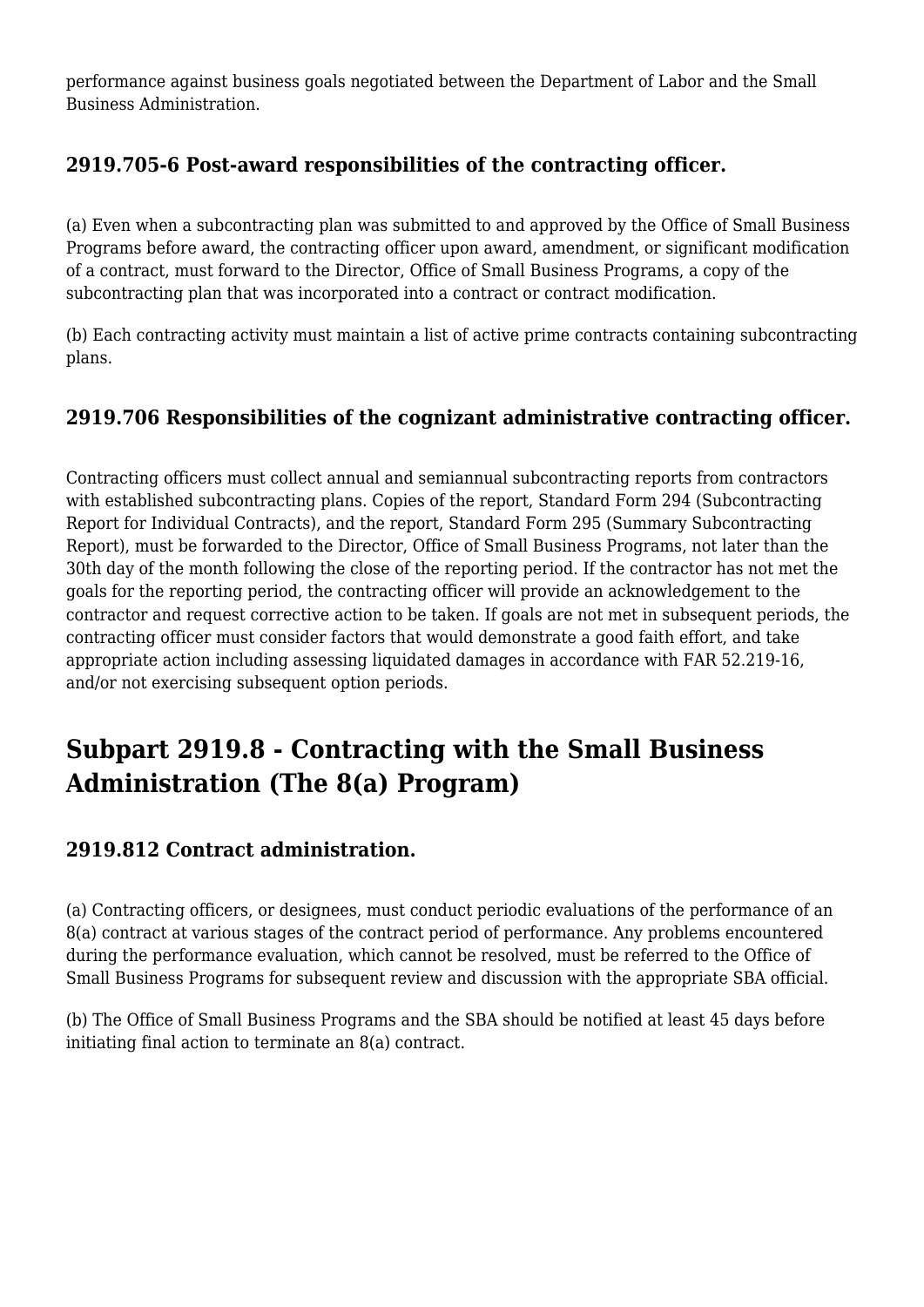performance against business goals negotiated between the Department of Labor and the Small Business Administration.

### 2919.705-6 Post-award responsibilities of the contracting officer.

(a) Even when a subcontracting plan was submitted to and approved by the Office of Small Business Programs before award, the contracting officer upon award, amendment, or significant modification of a contract, must forward to the Director, Office of Small Business Programs, a copy of the subcontracting plan that was incorporated into a contract or contract modification.

(b) Each contracting activity must maintain a list of active prime contracts containing subcontracting plans.

### 2919.706 Responsibilities of the cognizant administrative contracting officer.

Contracting officers must collect annual and semiannual subcontracting reports from contractors with established subcontracting plans. Copies of the report, Standard Form 294 (Subcontracting Report for Individual Contracts), and the report, Standard Form 295 (Summary Subcontracting Report), must be forwarded to the Director, Office of Small Business Programs, not later than the 30th day of the month following the close of the reporting period. If the contractor has not met the goals for the reporting period, the contracting officer will provide an acknowledgement to the contractor and request corrective action to be taken. If goals are not met in subsequent periods, the contracting officer must consider factors that would demonstrate a good faith effort, and take appropriate action including assessing liquidated damages in accordance with FAR 52.219-16, and/or not exercising subsequent option periods.

## Subpart 2919.8 - Contracting with the Small Business Administration (The 8(a) Program)

### 2919.812 Contract administration.

(a) Contracting officers, or designees, must conduct periodic evaluations of the performance of an 8(a) contract at various stages of the contract period of performance. Any problems encountered during the performance evaluation, which cannot be resolved, must be referred to the Office of Small Business Programs for subsequent review and discussion with the appropriate SBA official.

(b) The Office of Small Business Programs and the SBA should be notified at least 45 days before initiating final action to terminate an 8(a) contract.